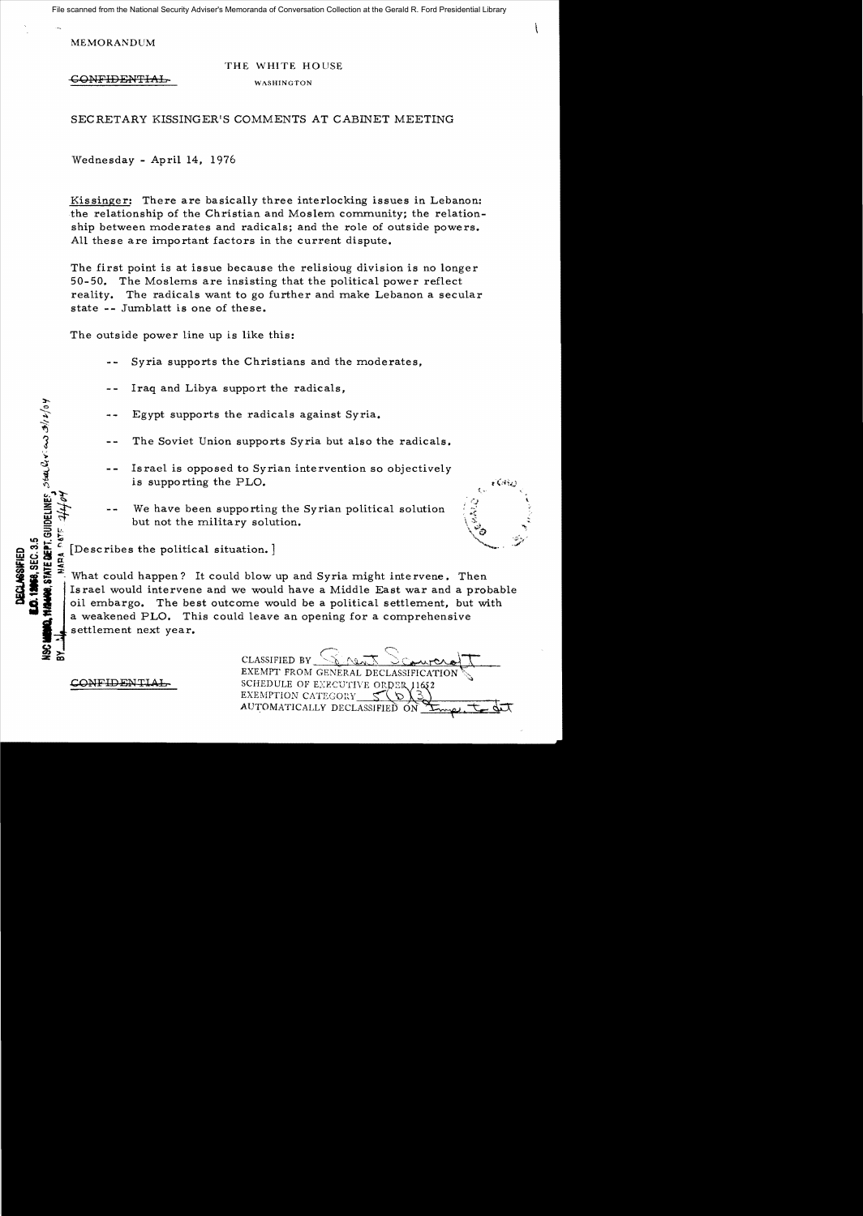MEMORANDUM

THE WHITE HOUSE

~~CONFIDENTIAL~~

WASHINGTON

SECRETARY KISSINGER'S COMMENTS AT CABINET MEETING

Wednesday - April 14, 1976

Kissinger: There are basically three interlocking issues in Lebanon: the relationship of the Christian and Moslem community; the relationship between moderates and radicals; and the role of outside powers. All these are important factors in the current dispute.

The first point is at issue because the relisioug division is no longer 50-50. The Moslems are insisting that the political power reflect reality. The radicals want to go further and make Lebanon a secular state -- Jumblatt is one of these.

The outside power line up is like this:

- -- Syria supports the Christians and the moderates,
- -- Iraq and Libya support the radicals,
- -- Egypt supports the radicals against Syria.
- -- The Soviet Union supports Syria but also the radicals.
- -- Israel is opposed to Syrian intervention so objectively is supporting the PLO.
- -- We have been supporting the Syrian political solution but not the military solution.

[Describes the political situation.]

What could happen? It could blow up and Syria might intervene. Then Israel would intervene and we would have a Middle East war and a probable oil embargo. The best outcome would be a political settlement, but with a weakened PLO. This could leave an opening for a comprehensive settlement next year.

~~CONFIDENTIAL~~

CLASSIFIED BY Brent Scowcroft
EXEMPT FROM GENERAL DECLASSIFICATION SCHEDULE OF EXECUTIVE ORDER 11652
EXEMPTION CATEGORY 5(b)(3)
AUTOMATICALLY DECLASSIFIED ON Imp. to det

DECLASSIFIED
E.O. 12958, SEC. 3.5
NSC MEMO, 11/24/98, STATE DEPT. GUIDELINES State Dev. 3/12/04
BY NARA DATE 7/4/04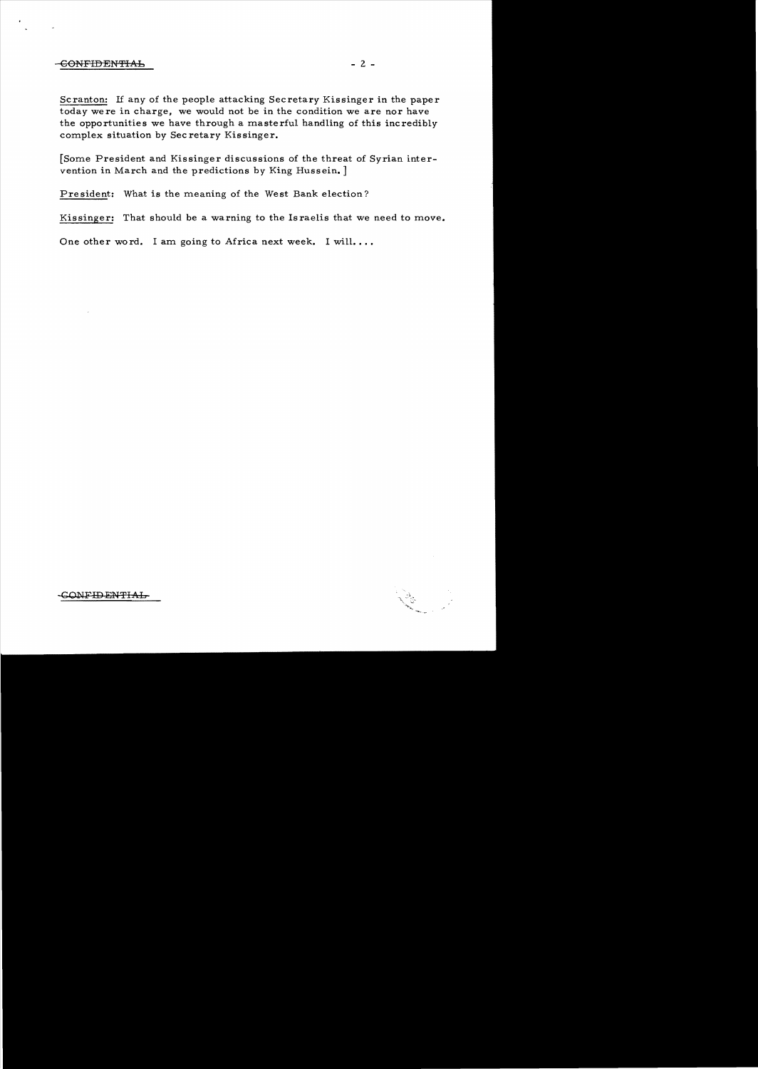Scranton: If any of the people attacking Secretary Kissinger in the paper today were in charge, we would not be in the condition we are nor have the opportunities we have through a masterful handling of this incredibly complex situation by Secretary Kissinger.

[Some President and Kissinger discussions of the threat of Syrian intervention in March and the predictions by King Hussein.]

President: What is the meaning of the West Bank election?

Kissinger: That should be a warning to the Israelis that we need to move.

One other word. I am going to Africa next week. I will....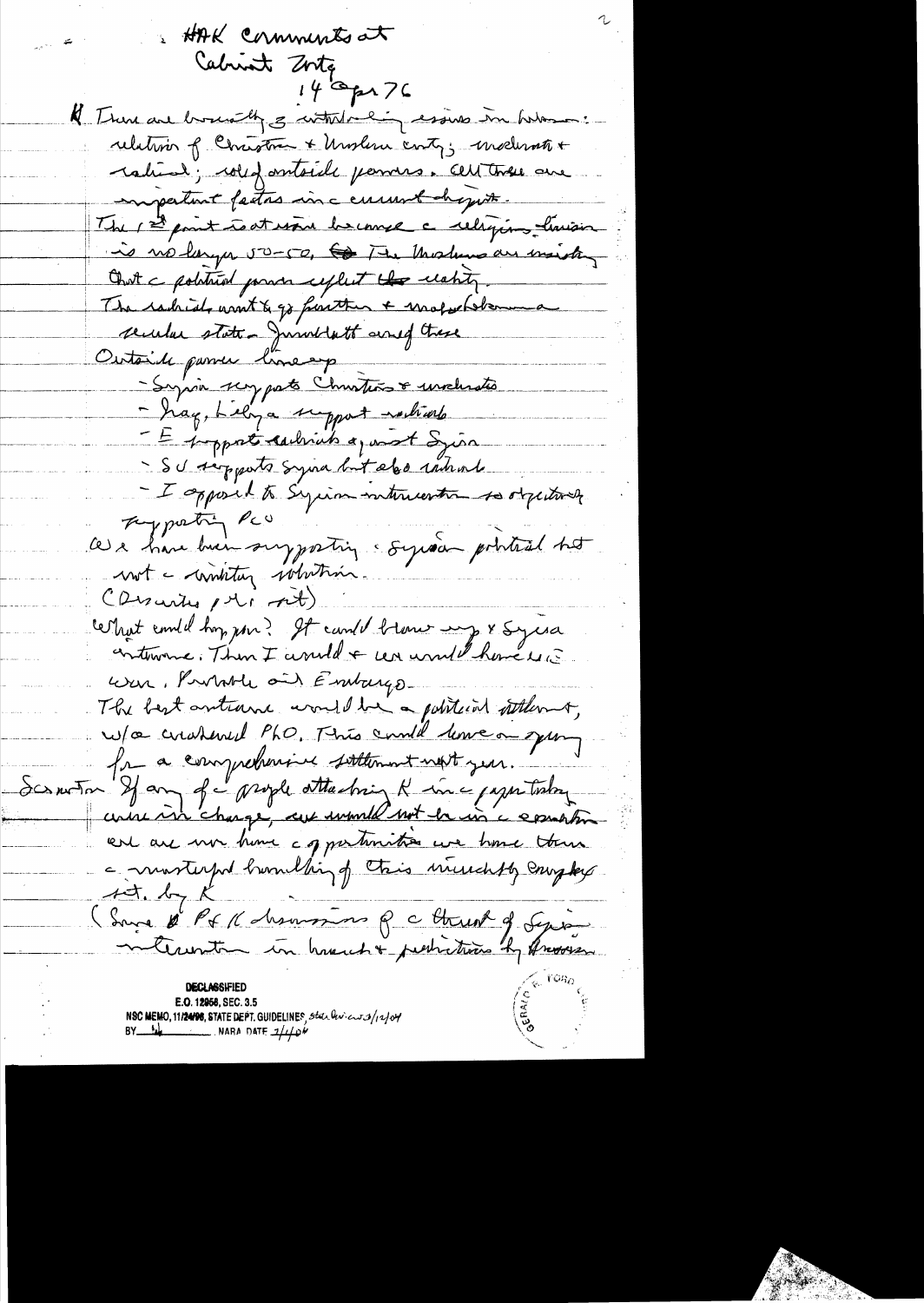HAK comments at Cabinet Mtg

14 Apr 76

K There are basically 3 interlocking issues in Lebanon: relation of Christian & Moslem cmty; moderates & radical; role of outside powers. All these are important factors in current dispute.

The 1st point is at issue because the religious division is no longer 50-50. The Moslems are insisting that the political power reflect the reality.

The radicals want to go further & make Lebanon a secular state — Jumblatt one of these

Outside power line-up

- Syria supports Christians & moderates
- Iraq, Libya support radicals
- E support radicals against Syria
- SU supports Syria but also radicals
- I opposed to Syrian intervention so objectively supporting PLO

We have been supporting Syrian political but not military solution.

(Describes [?] [?])

What could happen? It could blow up & Syria intervene. Then I would & we would have a war. Probably oil Embargo.

The best outcome would be a political settlement, w/o weakened PLO. This could move on to [?] for a comprehensive settlement next year.

Scranton If any of the people attacking K in the paper today were in charge, we would not be in the position we are in. Here opportunities we have there — masterful handling of this incredibly complex [situation] by K

(Some [?] P & K discussion of the threat of Syrian intervention in March & predictions by [?]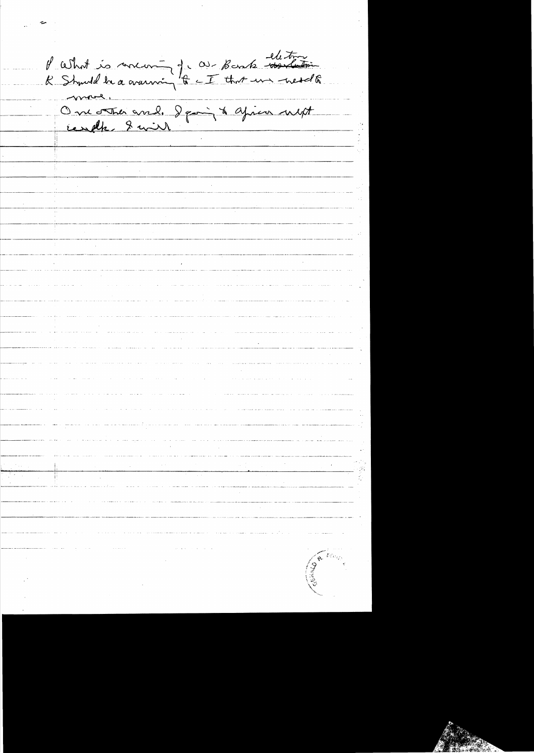P What is occurring f. W. Bank ~~[illegible]~~ election
K Should be a warning to - I that we need to move.

On the other end. I going to Africa next week. I will